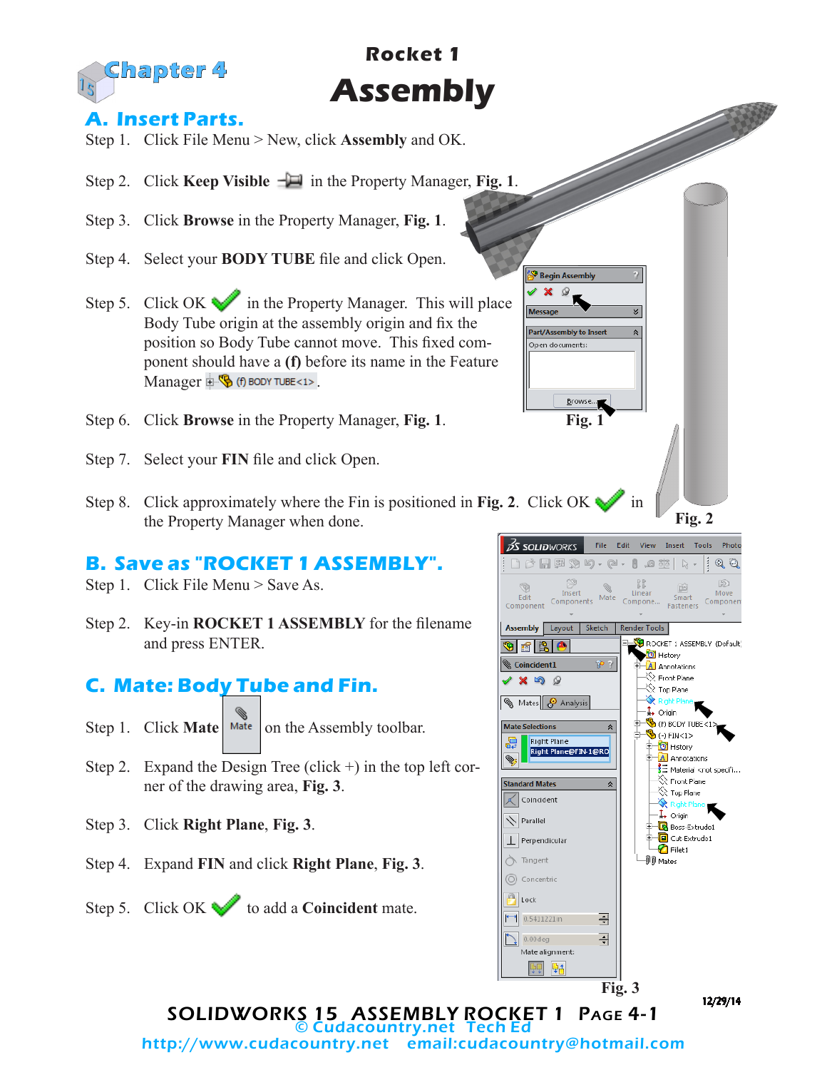# Chapter 4

## Rocket 1

# Assembly

## A. Insert Parts.

Step 1. Click File Menu > New, click **Assembly** and OK.

Step 2. Click **Keep Visible** in the Property Manager, **Fig. 1**.

Step 3. Click **Browse** in the Property Manager, **Fig. 1**.

Step 4. Select your **BODY TUBE** file and click Open.

Step 5. Click OK in the Property Manager. This will place Body Tube origin at the assembly origin and fix the position so Body Tube cannot move. This fixed component should have a **(f)** before its name in the Feature Manager (f) BODY TUBE<1>.

Step 6. Click **Browse** in the Property Manager, **Fig. 1**.

Step 7. Select your **FIN** file and click Open.

Step 8. Click approximately where the Fin is positioned in **Fig. 2**. Click OK in the Property Manager when done.

**Fig. 1**

**Fig. 2**

## B. Save as "ROCKET 1 ASSEMBLY".

Step 1. Click File Menu > Save As.

Step 2. Key-in **ROCKET 1 ASSEMBLY** for the filename and press ENTER.

## C. Mate: Body Tube and Fin.

Step 1. Click **Mate** on the Assembly toolbar.

Step 2. Expand the Design Tree (click +) in the top left corner of the drawing area, **Fig. 3**.

Step 3. Click **Right Plane**, **Fig. 3**.

Step 4. Expand **FIN** and click **Right Plane**, **Fig. 3**.

Step 5. Click OK to add a **Coincident** mate.

**Fig. 3**

12/29/14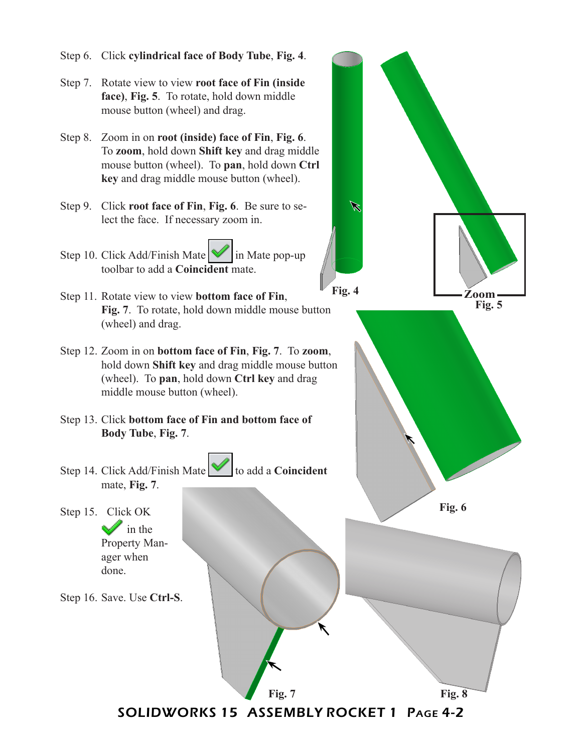Step 6. Click **cylindrical face of Body Tube**, **Fig. 4**.

Step 7. Rotate view to view **root face of Fin (inside face)**, **Fig. 5**. To rotate, hold down middle mouse button (wheel) and drag.

Step 8. Zoom in on **root (inside) face of Fin**, **Fig. 6**. To **zoom**, hold down **Shift key** and drag middle mouse button (wheel). To **pan**, hold down **Ctrl key** and drag middle mouse button (wheel).

Step 9. Click **root face of Fin**, **Fig. 6**. Be sure to select the face. If necessary zoom in.

Step 10. Click Add/Finish Mate in Mate pop-up toolbar to add a **Coincident** mate.

Step 11. Rotate view to view **bottom face of Fin**, **Fig. 7**. To rotate, hold down middle mouse button (wheel) and drag.

Step 12. Zoom in on **bottom face of Fin**, **Fig. 7**. To **zoom**, hold down **Shift key** and drag middle mouse button (wheel). To **pan**, hold down **Ctrl key** and drag middle mouse button (wheel).

Step 13. Click **bottom face of Fin and bottom face of Body Tube**, **Fig. 7**.

Step 14. Click Add/Finish Mate to add a **Coincident** mate, **Fig. 7**.

Step 15. Click OK in the Property Manager when done.

Step 16. Save. Use **Ctrl-S**.

**Fig. 4**

**Zoom**
**Fig. 5**

**Fig. 6**

**Fig. 7**

**Fig. 8**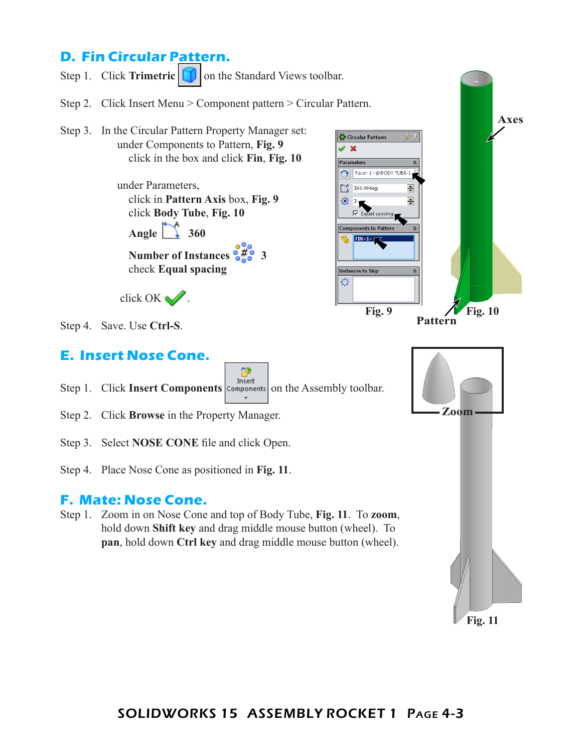## D. Fin Circular Pattern.

Step 1. Click **Trimetric** on the Standard Views toolbar.

Step 2. Click Insert Menu > Component pattern > Circular Pattern.

Step 3. In the Circular Pattern Property Manager set:
under Components to Pattern, **Fig. 9**
click in the box and click **Fin**, **Fig. 10**

under Parameters,
click in **Pattern Axis** box, **Fig. 9**
click **Body Tube**, **Fig. 10**

**Angle** 360

**Number of Instances** 3
check **Equal spacing**

click OK.

Step 4. Save. Use **Ctrl-S**.

Fig. 9

Axes

Pattern

Fig. 10

## E. Insert Nose Cone.

Step 1. Click **Insert Components** on the Assembly toolbar.

Step 2. Click **Browse** in the Property Manager.

Step 3. Select **NOSE CONE** file and click Open.

Step 4. Place Nose Cone as positioned in **Fig. 11**.

## F. Mate: Nose Cone.

Step 1. Zoom in on Nose Cone and top of Body Tube, **Fig. 11**. To **zoom**, hold down **Shift key** and drag middle mouse button (wheel). To **pan**, hold down **Ctrl key** and drag middle mouse button (wheel).

Zoom

Fig. 11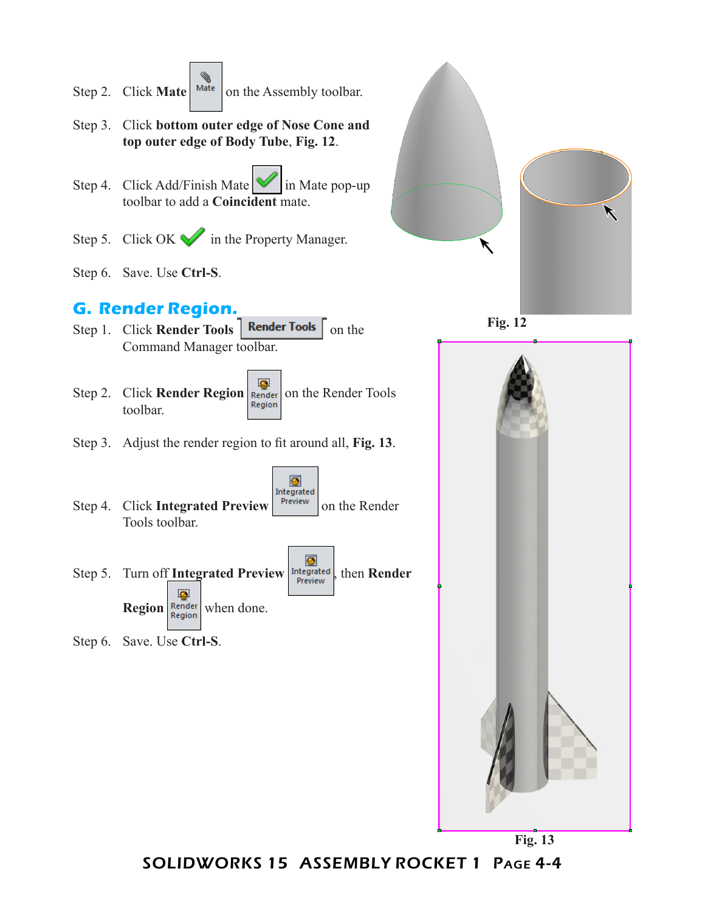Step 2. Click **Mate** Mate on the Assembly toolbar.

Step 3. Click **bottom outer edge of Nose Cone and top outer edge of Body Tube**, **Fig. 12**.

Step 4. Click Add/Finish Mate in Mate pop-up toolbar to add a **Coincident** mate.

Step 5. Click OK in the Property Manager.

Step 6. Save. Use **Ctrl-S**.

Fig. 12

## G. Render Region.

Step 1. Click **Render Tools** Render Tools on the Command Manager toolbar.

Step 2. Click **Render Region** Render Region on the Render Tools toolbar.

Step 3. Adjust the render region to fit around all, **Fig. 13**.

Step 4. Click **Integrated Preview** Integrated Preview on the Render Tools toolbar.

Step 5. Turn off **Integrated Preview** Integrated Preview, then **Render Region** Render Region when done.

Step 6. Save. Use **Ctrl-S**.

Fig. 13